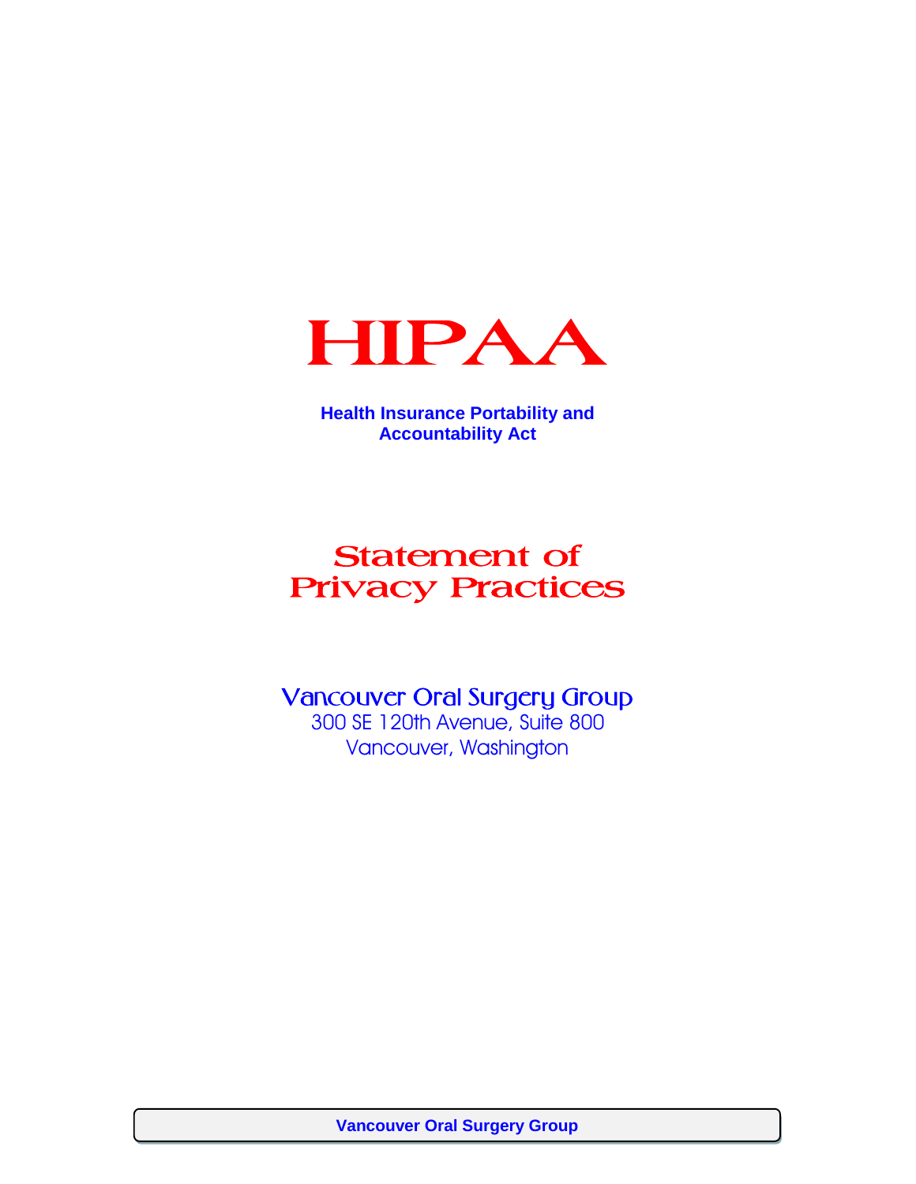# HIPAA

**Health Insurance Portability and Accountability Act**

## Statement of Privacy Practices

### Vancouver Oral Surgery Group

300 SE 120th Avenue, Suite 800
Vancouver, Washington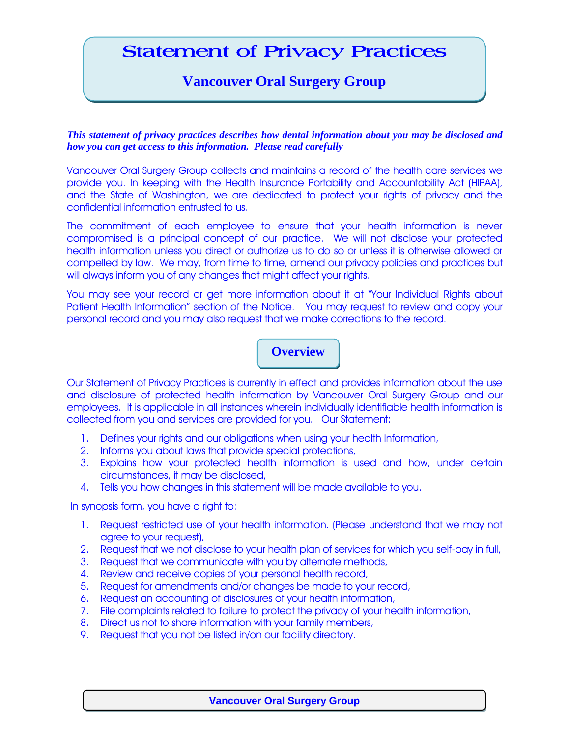# Statement of Privacy Practices

## Vancouver Oral Surgery Group

***This statement of privacy practices describes how dental information about you may be disclosed and how you can get access to this information. Please read carefully***

Vancouver Oral Surgery Group collects and maintains a record of the health care services we provide you. In keeping with the Health Insurance Portability and Accountability Act (HIPAA), and the State of Washington, we are dedicated to protect your rights of privacy and the confidential information entrusted to us.

The commitment of each employee to ensure that your health information is never compromised is a principal concept of our practice. We will not disclose your protected health information unless you direct or authorize us to do so or unless it is otherwise allowed or compelled by law. We may, from time to time, amend our privacy policies and practices but will always inform you of any changes that might affect your rights.

You may see your record or get more information about it at "Your Individual Rights about Patient Health Information" section of the Notice. You may request to review and copy your personal record and you may also request that we make corrections to the record.

## Overview

Our Statement of Privacy Practices is currently in effect and provides information about the use and disclosure of protected health information by Vancouver Oral Surgery Group and our employees. It is applicable in all instances wherein individually identifiable health information is collected from you and services are provided for you. Our Statement:

1. Defines your rights and our obligations when using your health Information,
2. Informs you about laws that provide special protections,
3. Explains how your protected health information is used and how, under certain circumstances, it may be disclosed,
4. Tells you how changes in this statement will be made available to you.

In synopsis form, you have a right to:

1. Request restricted use of your health information. (Please understand that we may not agree to your request),
2. Request that we not disclose to your health plan of services for which you self-pay in full,
3. Request that we communicate with you by alternate methods,
4. Review and receive copies of your personal health record,
5. Request for amendments and/or changes be made to your record,
6. Request an accounting of disclosures of your health information,
7. File complaints related to failure to protect the privacy of your health information,
8. Direct us not to share information with your family members,
9. Request that you not be listed in/on our facility directory.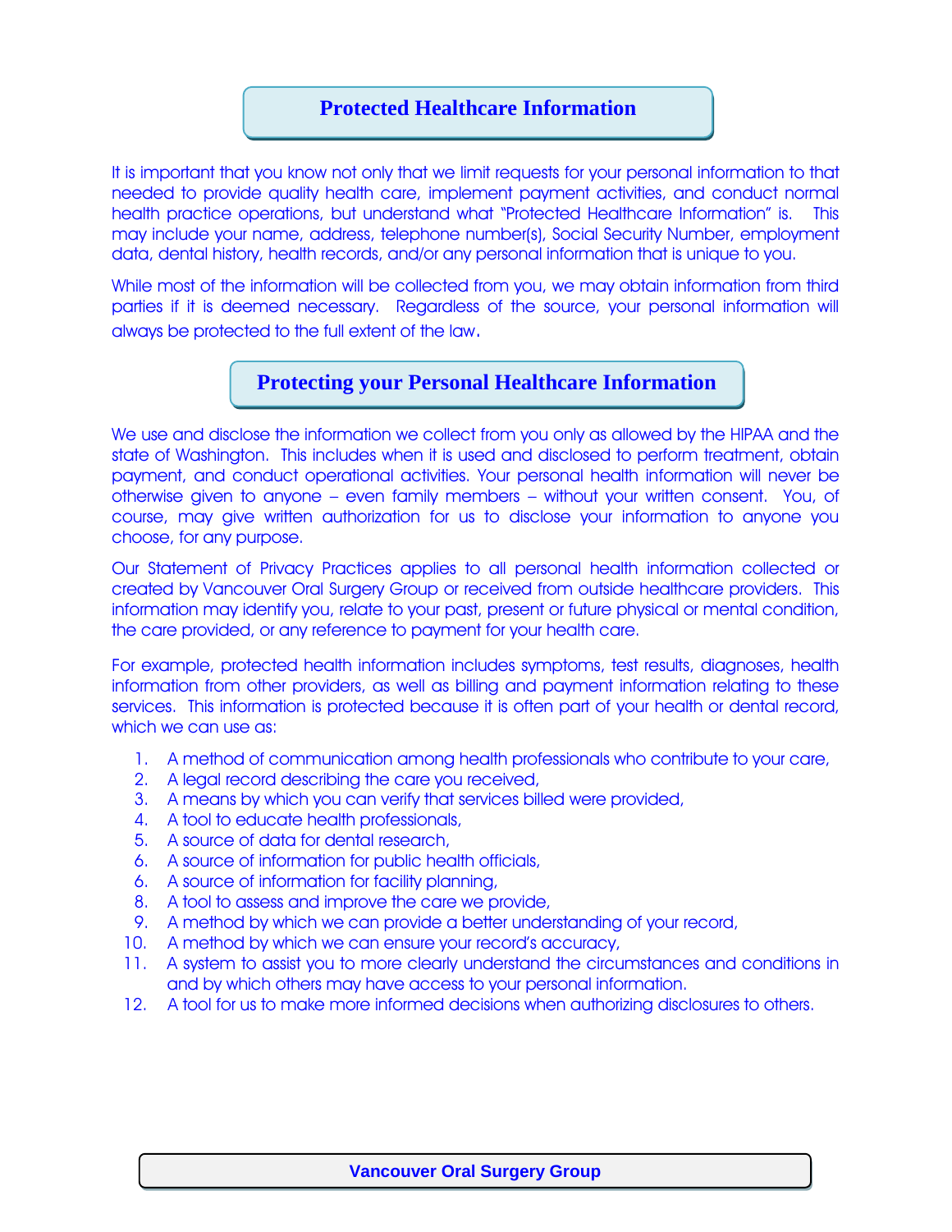## Protected Healthcare Information

It is important that you know not only that we limit requests for your personal information to that needed to provide quality health care, implement payment activities, and conduct normal health practice operations, but understand what "Protected Healthcare Information" is. This may include your name, address, telephone number(s), Social Security Number, employment data, dental history, health records, and/or any personal information that is unique to you.

While most of the information will be collected from you, we may obtain information from third parties if it is deemed necessary. Regardless of the source, your personal information will always be protected to the full extent of the law.

## Protecting your Personal Healthcare Information

We use and disclose the information we collect from you only as allowed by the HIPAA and the state of Washington. This includes when it is used and disclosed to perform treatment, obtain payment, and conduct operational activities. Your personal health information will never be otherwise given to anyone – even family members – without your written consent. You, of course, may give written authorization for us to disclose your information to anyone you choose, for any purpose.

Our Statement of Privacy Practices applies to all personal health information collected or created by Vancouver Oral Surgery Group or received from outside healthcare providers. This information may identify you, relate to your past, present or future physical or mental condition, the care provided, or any reference to payment for your health care.

For example, protected health information includes symptoms, test results, diagnoses, health information from other providers, as well as billing and payment information relating to these services. This information is protected because it is often part of your health or dental record, which we can use as:

1. A method of communication among health professionals who contribute to your care,
2. A legal record describing the care you received,
3. A means by which you can verify that services billed were provided,
4. A tool to educate health professionals,
5. A source of data for dental research,
6. A source of information for public health officials,
6. A source of information for facility planning,
8. A tool to assess and improve the care we provide,
9. A method by which we can provide a better understanding of your record,
10. A method by which we can ensure your record's accuracy,
11. A system to assist you to more clearly understand the circumstances and conditions in and by which others may have access to your personal information.
12. A tool for us to make more informed decisions when authorizing disclosures to others.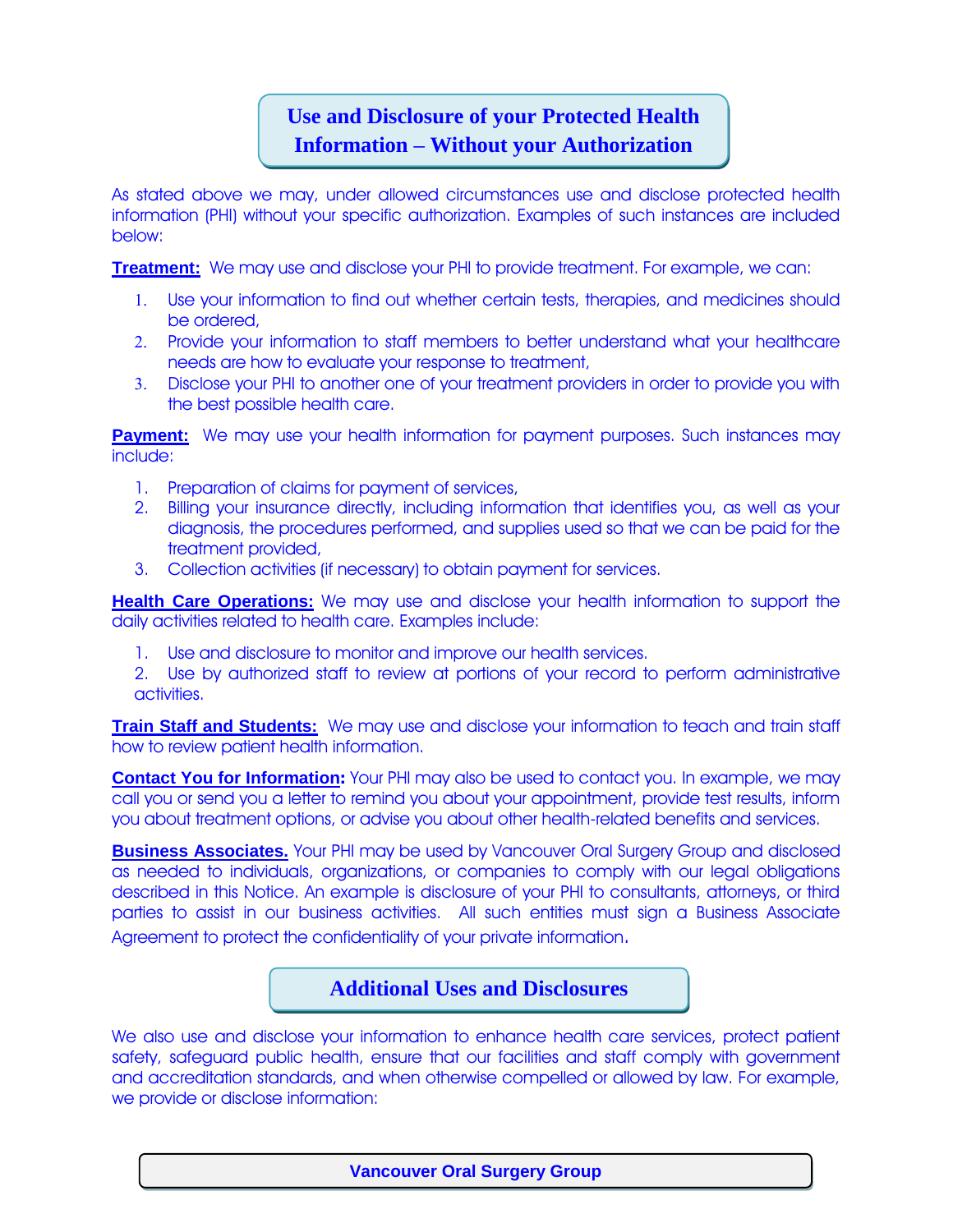## Use and Disclosure of your Protected Health Information – Without your Authorization

As stated above we may, under allowed circumstances use and disclose protected health information (PHI) without your specific authorization. Examples of such instances are included below:

**Treatment:** We may use and disclose your PHI to provide treatment. For example, we can:

1. Use your information to find out whether certain tests, therapies, and medicines should be ordered,
2. Provide your information to staff members to better understand what your healthcare needs are how to evaluate your response to treatment,
3. Disclose your PHI to another one of your treatment providers in order to provide you with the best possible health care.

**Payment:** We may use your health information for payment purposes. Such instances may include:

1. Preparation of claims for payment of services,
2. Billing your insurance directly, including information that identifies you, as well as your diagnosis, the procedures performed, and supplies used so that we can be paid for the treatment provided,
3. Collection activities (if necessary) to obtain payment for services.

**Health Care Operations:** We may use and disclose your health information to support the daily activities related to health care. Examples include:

1. Use and disclosure to monitor and improve our health services.
2. Use by authorized staff to review at portions of your record to perform administrative activities.

**Train Staff and Students:** We may use and disclose your information to teach and train staff how to review patient health information.

**Contact You for Information:** Your PHI may also be used to contact you. In example, we may call you or send you a letter to remind you about your appointment, provide test results, inform you about treatment options, or advise you about other health-related benefits and services.

**Business Associates.** Your PHI may be used by Vancouver Oral Surgery Group and disclosed as needed to individuals, organizations, or companies to comply with our legal obligations described in this Notice. An example is disclosure of your PHI to consultants, attorneys, or third parties to assist in our business activities. All such entities must sign a Business Associate Agreement to protect the confidentiality of your private information.

## Additional Uses and Disclosures

We also use and disclose your information to enhance health care services, protect patient safety, safeguard public health, ensure that our facilities and staff comply with government and accreditation standards, and when otherwise compelled or allowed by law. For example, we provide or disclose information: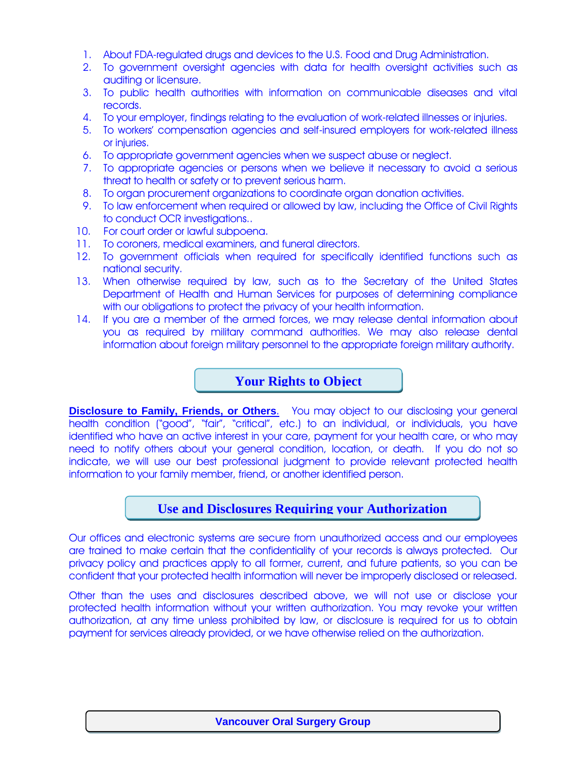1. About FDA-regulated drugs and devices to the U.S. Food and Drug Administration.
2. To government oversight agencies with data for health oversight activities such as auditing or licensure.
3. To public health authorities with information on communicable diseases and vital records.
4. To your employer, findings relating to the evaluation of work-related illnesses or injuries.
5. To workers' compensation agencies and self-insured employers for work-related illness or injuries.
6. To appropriate government agencies when we suspect abuse or neglect.
7. To appropriate agencies or persons when we believe it necessary to avoid a serious threat to health or safety or to prevent serious harm.
8. To organ procurement organizations to coordinate organ donation activities.
9. To law enforcement when required or allowed by law, including the Office of Civil Rights to conduct OCR investigations..
10. For court order or lawful subpoena.
11. To coroners, medical examiners, and funeral directors.
12. To government officials when required for specifically identified functions such as national security.
13. When otherwise required by law, such as to the Secretary of the United States Department of Health and Human Services for purposes of determining compliance with our obligations to protect the privacy of your health information.
14. If you are a member of the armed forces, we may release dental information about you as required by military command authorities. We may also release dental information about foreign military personnel to the appropriate foreign military authority.

## Your Rights to Object

**Disclosure to Family, Friends, or Others**. You may object to our disclosing your general health condition ("good", "fair", "critical", etc.) to an individual, or individuals, you have identified who have an active interest in your care, payment for your health care, or who may need to notify others about your general condition, location, or death. If you do not so indicate, we will use our best professional judgment to provide relevant protected health information to your family member, friend, or another identified person.

## Use and Disclosures Requiring your Authorization

Our offices and electronic systems are secure from unauthorized access and our employees are trained to make certain that the confidentiality of your records is always protected. Our privacy policy and practices apply to all former, current, and future patients, so you can be confident that your protected health information will never be improperly disclosed or released.

Other than the uses and disclosures described above, we will not use or disclose your protected health information without your written authorization. You may revoke your written authorization, at any time unless prohibited by law, or disclosure is required for us to obtain payment for services already provided, or we have otherwise relied on the authorization.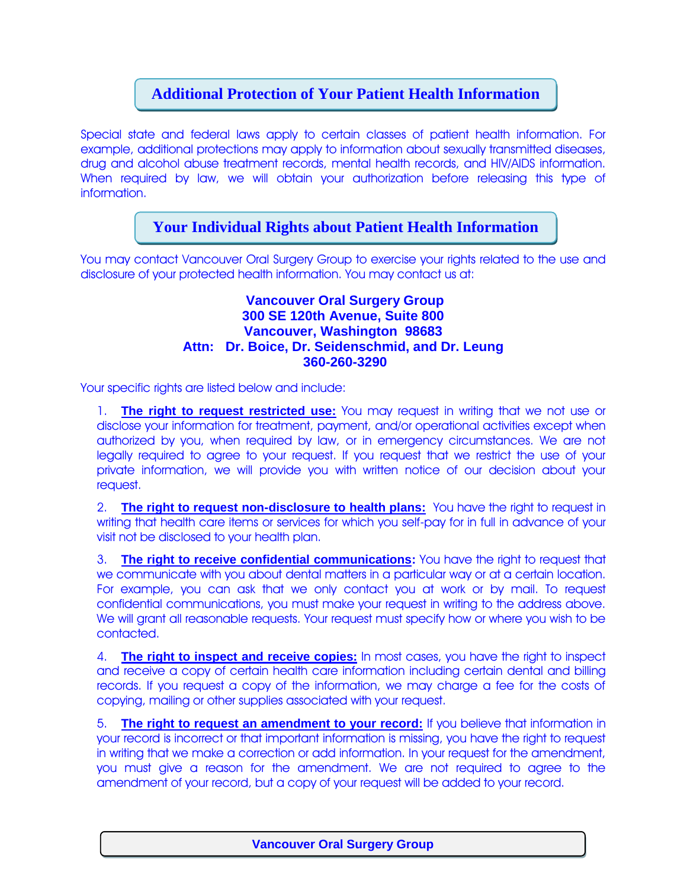## Additional Protection of Your Patient Health Information

Special state and federal laws apply to certain classes of patient health information. For example, additional protections may apply to information about sexually transmitted diseases, drug and alcohol abuse treatment records, mental health records, and HIV/AIDS information. When required by law, we will obtain your authorization before releasing this type of information.

## Your Individual Rights about Patient Health Information

You may contact Vancouver Oral Surgery Group to exercise your rights related to the use and disclosure of your protected health information. You may contact us at:

**Vancouver Oral Surgery Group**
**300 SE 120th Avenue, Suite 800**
**Vancouver, Washington 98683**
**Attn: Dr. Boice, Dr. Seidenschmid, and Dr. Leung**
**360-260-3290**

Your specific rights are listed below and include:

1. **The right to request restricted use:** You may request in writing that we not use or disclose your information for treatment, payment, and/or operational activities except when authorized by you, when required by law, or in emergency circumstances. We are not legally required to agree to your request. If you request that we restrict the use of your private information, we will provide you with written notice of our decision about your request.

2. **The right to request non-disclosure to health plans:** You have the right to request in writing that health care items or services for which you self-pay for in full in advance of your visit not be disclosed to your health plan.

3. **The right to receive confidential communications:** You have the right to request that we communicate with you about dental matters in a particular way or at a certain location. For example, you can ask that we only contact you at work or by mail. To request confidential communications, you must make your request in writing to the address above. We will grant all reasonable requests. Your request must specify how or where you wish to be contacted.

4. **The right to inspect and receive copies:** In most cases, you have the right to inspect and receive a copy of certain health care information including certain dental and billing records. If you request a copy of the information, we may charge a fee for the costs of copying, mailing or other supplies associated with your request.

5. **The right to request an amendment to your record:** If you believe that information in your record is incorrect or that important information is missing, you have the right to request in writing that we make a correction or add information. In your request for the amendment, you must give a reason for the amendment. We are not required to agree to the amendment of your record, but a copy of your request will be added to your record.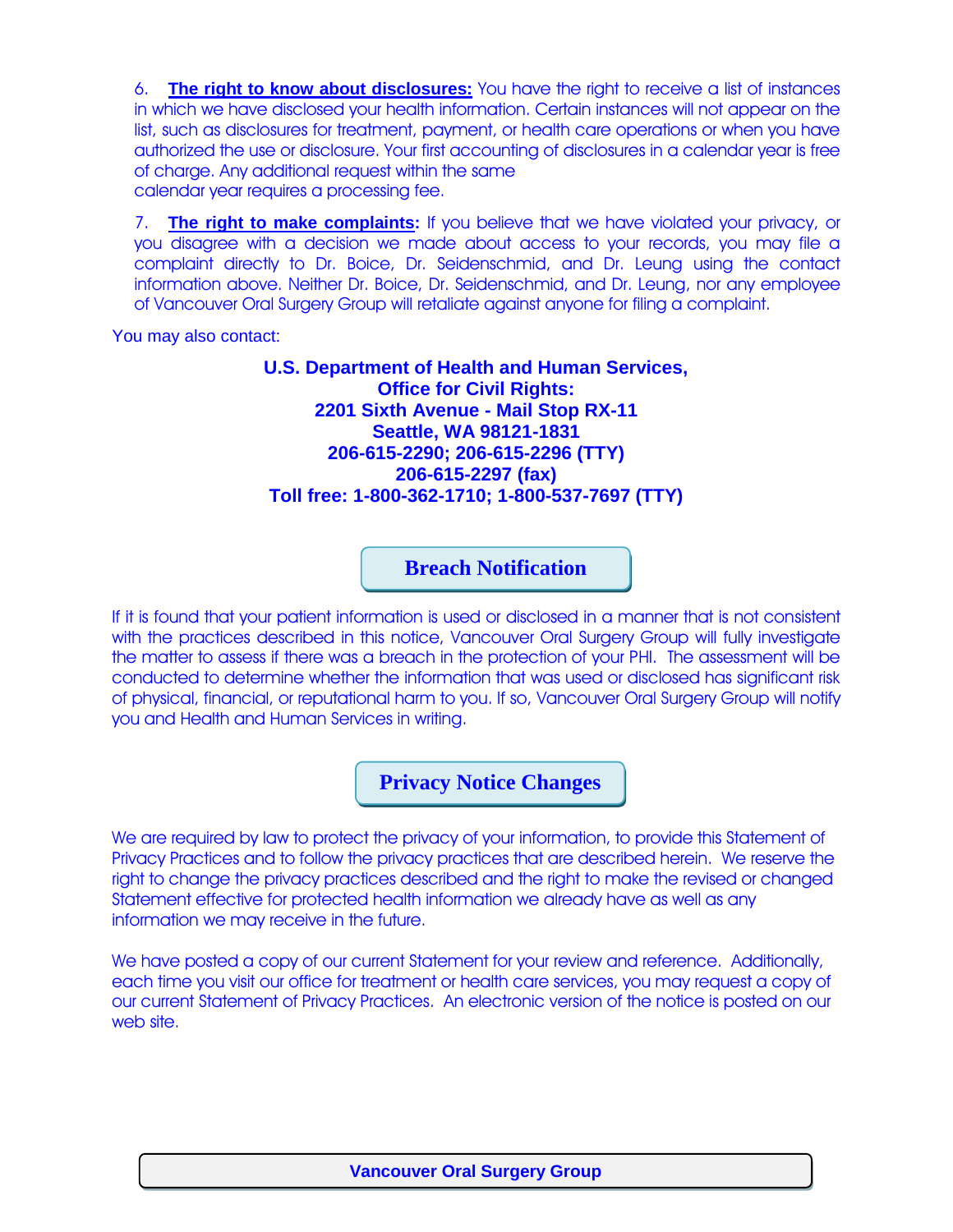6. **The right to know about disclosures:** You have the right to receive a list of instances in which we have disclosed your health information. Certain instances will not appear on the list, such as disclosures for treatment, payment, or health care operations or when you have authorized the use or disclosure. Your first accounting of disclosures in a calendar year is free of charge. Any additional request within the same calendar year requires a processing fee.

7. **The right to make complaints:** If you believe that we have violated your privacy, or you disagree with a decision we made about access to your records, you may file a complaint directly to Dr. Boice, Dr. Seidenschmid, and Dr. Leung using the contact information above. Neither Dr. Boice, Dr. Seidenschmid, and Dr. Leung, nor any employee of Vancouver Oral Surgery Group will retaliate against anyone for filing a complaint.

You may also contact:

**U.S. Department of Health and Human Services,**
**Office for Civil Rights:**
**2201 Sixth Avenue - Mail Stop RX-11**
**Seattle, WA 98121-1831**
**206-615-2290; 206-615-2296 (TTY)**
**206-615-2297 (fax)**
**Toll free: 1-800-362-1710; 1-800-537-7697 (TTY)**

## Breach Notification

If it is found that your patient information is used or disclosed in a manner that is not consistent with the practices described in this notice, Vancouver Oral Surgery Group will fully investigate the matter to assess if there was a breach in the protection of your PHI. The assessment will be conducted to determine whether the information that was used or disclosed has significant risk of physical, financial, or reputational harm to you. If so, Vancouver Oral Surgery Group will notify you and Health and Human Services in writing.

## Privacy Notice Changes

We are required by law to protect the privacy of your information, to provide this Statement of Privacy Practices and to follow the privacy practices that are described herein. We reserve the right to change the privacy practices described and the right to make the revised or changed Statement effective for protected health information we already have as well as any information we may receive in the future.

We have posted a copy of our current Statement for your review and reference. Additionally, each time you visit our office for treatment or health care services, you may request a copy of our current Statement of Privacy Practices. An electronic version of the notice is posted on our web site.